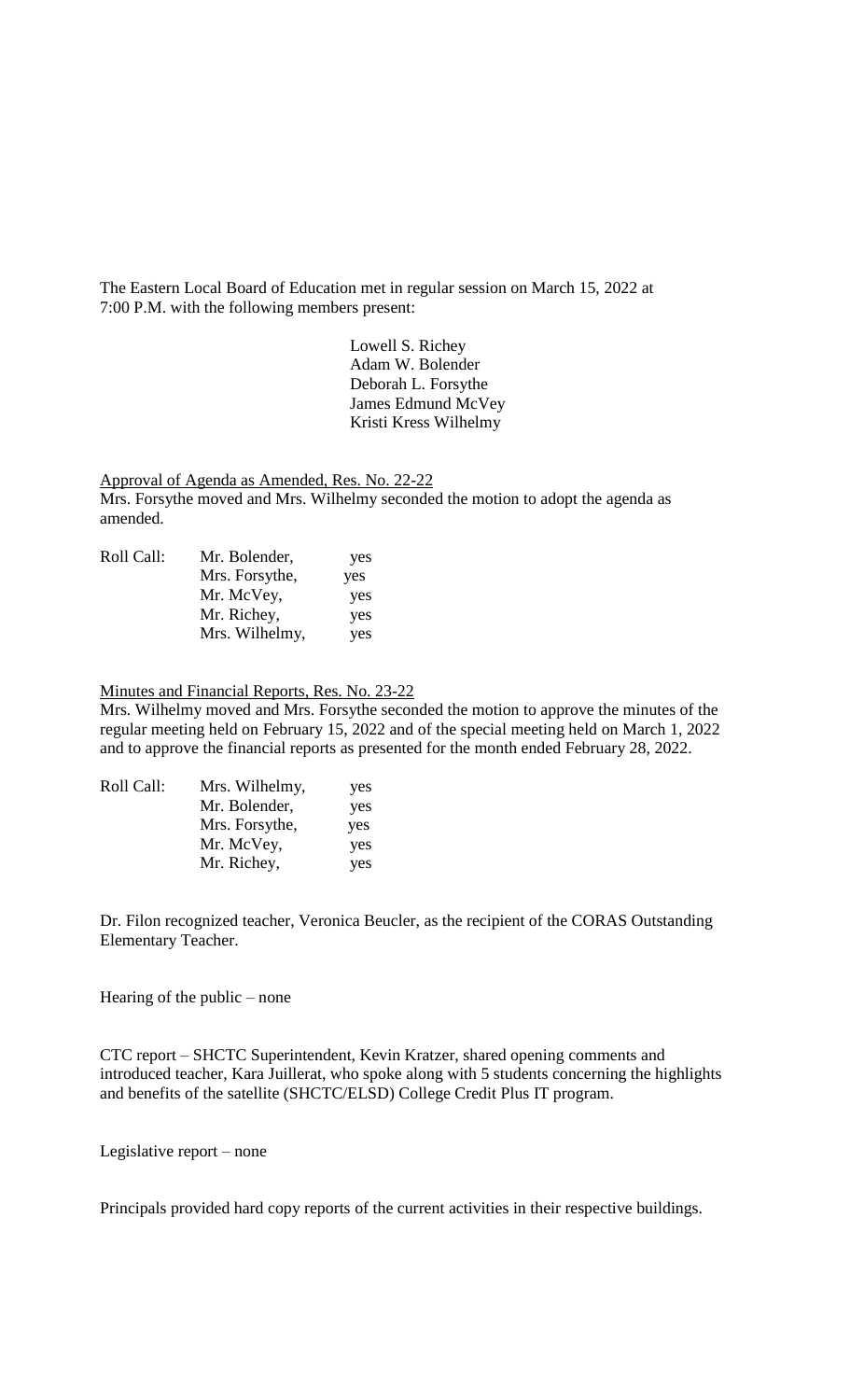The Eastern Local Board of Education met in regular session on March 15, 2022 at 7:00 P.M. with the following members present:

Lowell S. Richey
Adam W. Bolender
Deborah L. Forsythe
James Edmund McVey
Kristi Kress Wilhelmy

<u>Approval of Agenda as Amended, Res. No. 22-22</u>

Mrs. Forsythe moved and Mrs. Wilhelmy seconded the motion to adopt the agenda as amended.

| Roll Call: | Mr. Bolender, | yes |
|---|---|---|
| | Mrs. Forsythe, | yes |
| | Mr. McVey, | yes |
| | Mr. Richey, | yes |
| | Mrs. Wilhelmy, | yes |

<u>Minutes and Financial Reports, Res. No. 23-22</u>

Mrs. Wilhelmy moved and Mrs. Forsythe seconded the motion to approve the minutes of the regular meeting held on February 15, 2022 and of the special meeting held on March 1, 2022 and to approve the financial reports as presented for the month ended February 28, 2022.

| Roll Call: | Mrs. Wilhelmy, | yes |
|---|---|---|
| | Mr. Bolender, | yes |
| | Mrs. Forsythe, | yes |
| | Mr. McVey, | yes |
| | Mr. Richey, | yes |

Dr. Filon recognized teacher, Veronica Beucler, as the recipient of the CORAS Outstanding Elementary Teacher.

Hearing of the public – none

CTC report – SHCTC Superintendent, Kevin Kratzer, shared opening comments and introduced teacher, Kara Juillerat, who spoke along with 5 students concerning the highlights and benefits of the satellite (SHCTC/ELSD) College Credit Plus IT program.

Legislative report – none

Principals provided hard copy reports of the current activities in their respective buildings.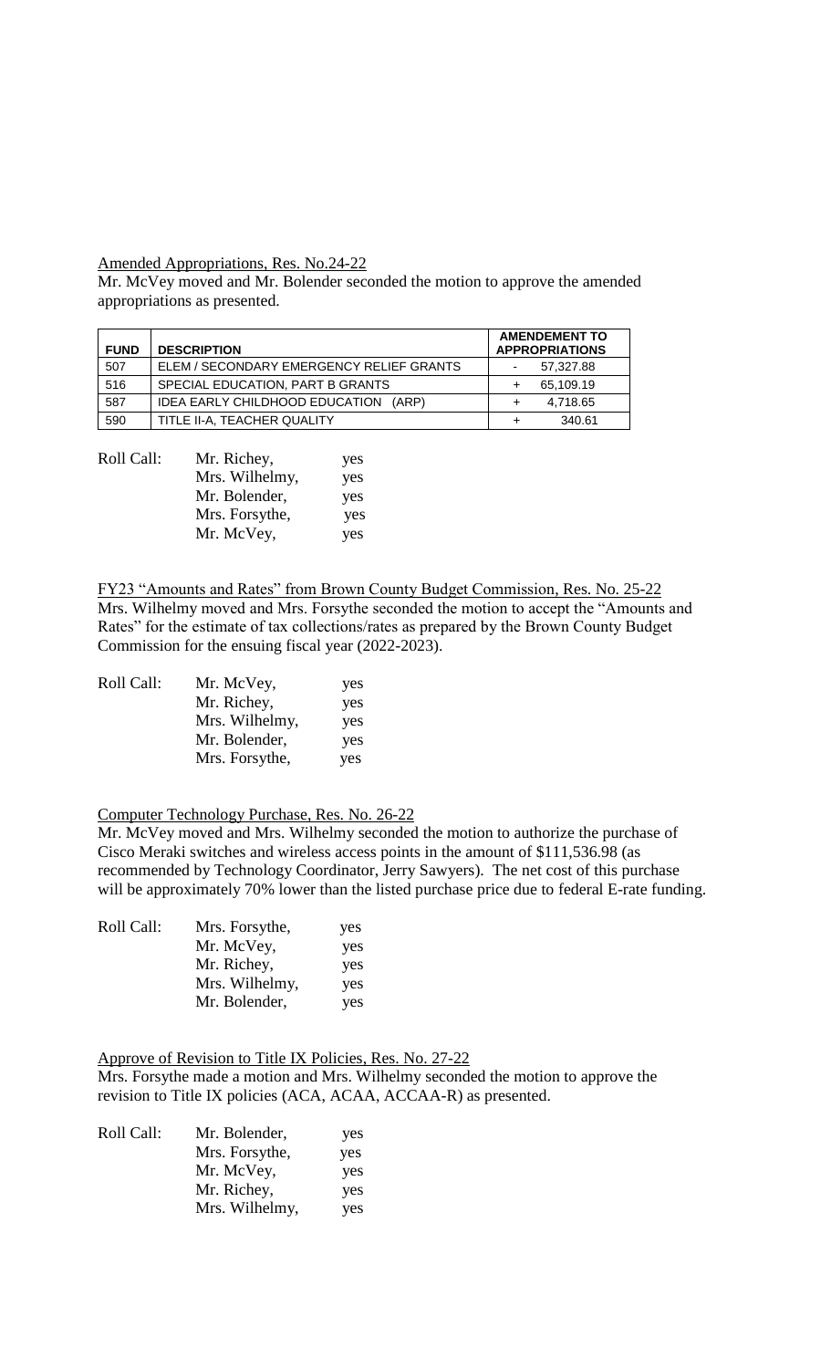Amended Appropriations, Res. No.24-22

Mr. McVey moved and Mr. Bolender seconded the motion to approve the amended appropriations as presented.

| FUND | DESCRIPTION | AMENDEMENT TO APPROPRIATIONS |
|---|---|---|
| 507 | ELEM / SECONDARY EMERGENCY RELIEF GRANTS | - 57,327.88 |
| 516 | SPECIAL EDUCATION, PART B GRANTS | + 65,109.19 |
| 587 | IDEA EARLY CHILDHOOD EDUCATION (ARP) | + 4,718.65 |
| 590 | TITLE II-A, TEACHER QUALITY | + 340.61 |

Roll Call:
- Mr. Richey, yes
- Mrs. Wilhelmy, yes
- Mr. Bolender, yes
- Mrs. Forsythe, yes
- Mr. McVey, yes

FY23 "Amounts and Rates" from Brown County Budget Commission, Res. No. 25-22

Mrs. Wilhelmy moved and Mrs. Forsythe seconded the motion to accept the "Amounts and Rates" for the estimate of tax collections/rates as prepared by the Brown County Budget Commission for the ensuing fiscal year (2022-2023).

Roll Call:
- Mr. McVey, yes
- Mr. Richey, yes
- Mrs. Wilhelmy, yes
- Mr. Bolender, yes
- Mrs. Forsythe, yes

Computer Technology Purchase, Res. No. 26-22

Mr. McVey moved and Mrs. Wilhelmy seconded the motion to authorize the purchase of Cisco Meraki switches and wireless access points in the amount of $111,536.98 (as recommended by Technology Coordinator, Jerry Sawyers). The net cost of this purchase will be approximately 70% lower than the listed purchase price due to federal E-rate funding.

Roll Call:
- Mrs. Forsythe, yes
- Mr. McVey, yes
- Mr. Richey, yes
- Mrs. Wilhelmy, yes
- Mr. Bolender, yes

Approve of Revision to Title IX Policies, Res. No. 27-22

Mrs. Forsythe made a motion and Mrs. Wilhelmy seconded the motion to approve the revision to Title IX policies (ACA, ACAA, ACCAA-R) as presented.

Roll Call:
- Mr. Bolender, yes
- Mrs. Forsythe, yes
- Mr. McVey, yes
- Mr. Richey, yes
- Mrs. Wilhelmy, yes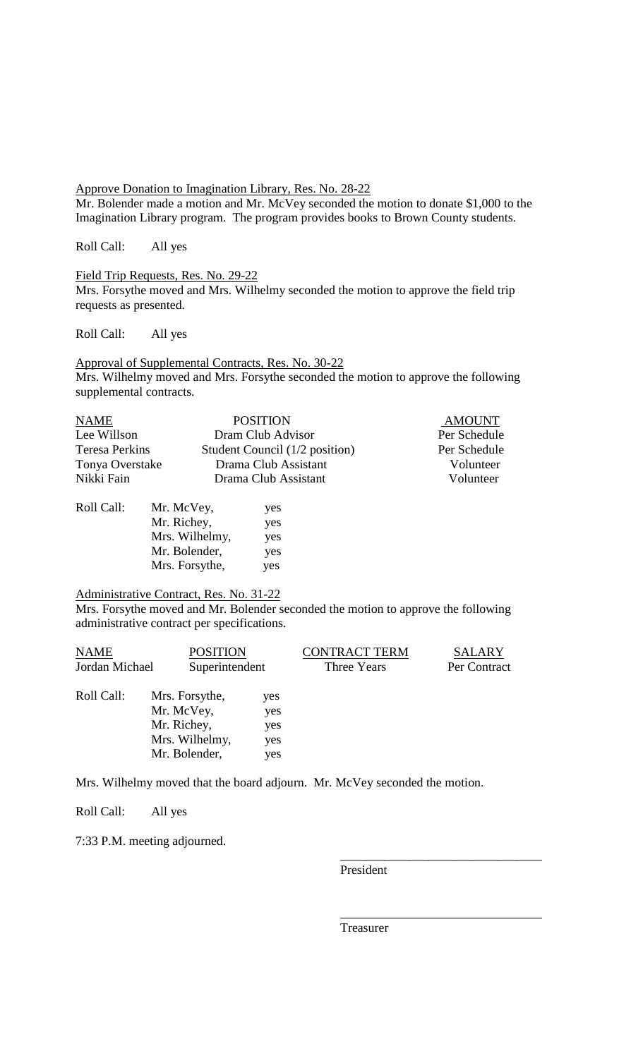Approve Donation to Imagination Library, Res. No. 28-22

Mr. Bolender made a motion and Mr. McVey seconded the motion to donate $1,000 to the Imagination Library program. The program provides books to Brown County students.

Roll Call: All yes

Field Trip Requests, Res. No. 29-22

Mrs. Forsythe moved and Mrs. Wilhelmy seconded the motion to approve the field trip requests as presented.

Roll Call: All yes

Approval of Supplemental Contracts, Res. No. 30-22

Mrs. Wilhelmy moved and Mrs. Forsythe seconded the motion to approve the following supplemental contracts.

| NAME | POSITION | AMOUNT |
|---|---|---|
| Lee Willson | Dram Club Advisor | Per Schedule |
| Teresa Perkins | Student Council (1/2 position) | Per Schedule |
| Tonya Overstake | Drama Club Assistant | Volunteer |
| Nikki Fain | Drama Club Assistant | Volunteer |

| | | |
|---|---|---|
| Roll Call: | Mr. McVey, | yes |
| | Mr. Richey, | yes |
| | Mrs. Wilhelmy, | yes |
| | Mr. Bolender, | yes |
| | Mrs. Forsythe, | yes |

Administrative Contract, Res. No. 31-22

Mrs. Forsythe moved and Mr. Bolender seconded the motion to approve the following administrative contract per specifications.

| NAME | POSITION | CONTRACT TERM | SALARY |
|---|---|---|---|
| Jordan Michael | Superintendent | Three Years | Per Contract |

| | | |
|---|---|---|
| Roll Call: | Mrs. Forsythe, | yes |
| | Mr. McVey, | yes |
| | Mr. Richey, | yes |
| | Mrs. Wilhelmy, | yes |
| | Mr. Bolender, | yes |

Mrs. Wilhelmy moved that the board adjourn. Mr. McVey seconded the motion.

Roll Call: All yes

7:33 P.M. meeting adjourned.

________________________________
President

________________________________
Treasurer